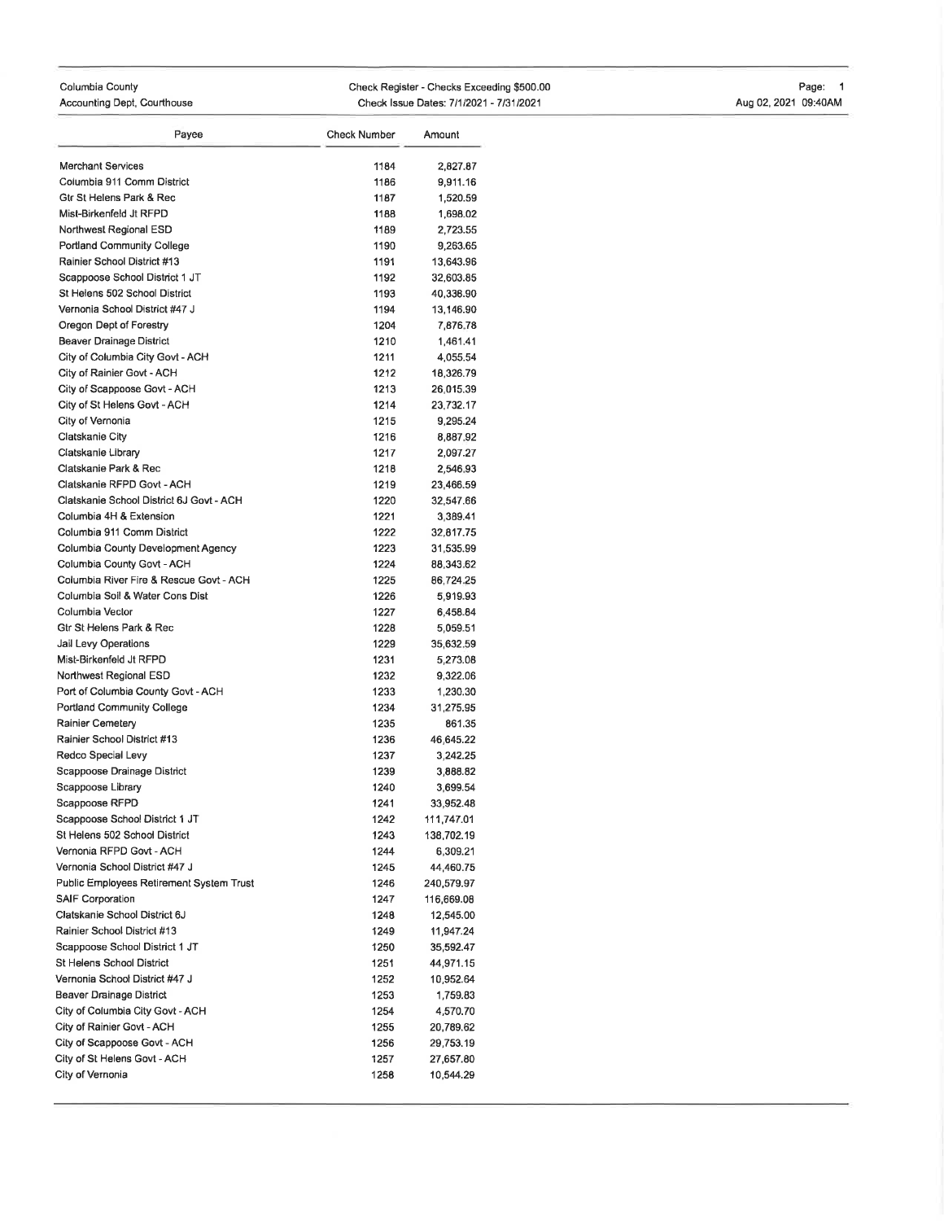Columbia County
Accounting Dept, Courthouse

Check Register - Checks Exceeding $500.00
Check Issue Dates: 7/1/2021 - 7/31/2021

Aug 02, 2021 09:40AM

| Payee | Check Number | Amount |
|---|---|---|
| Merchant Services | 1184 | 2,827.87 |
| Columbia 911 Comm District | 1186 | 9,911.16 |
| Gtr St Helens Park & Rec | 1187 | 1,520.59 |
| Mist-Birkenfeld Jt RFPD | 1188 | 1,698.02 |
| Northwest Regional ESD | 1189 | 2,723.55 |
| Portland Community College | 1190 | 9,263.65 |
| Rainier School District #13 | 1191 | 13,643.96 |
| Scappoose School District 1 JT | 1192 | 32,603.85 |
| St Helens 502 School District | 1193 | 40,338.90 |
| Vernonia School District #47 J | 1194 | 13,146.90 |
| Oregon Dept of Forestry | 1204 | 7,876.78 |
| Beaver Drainage District | 1210 | 1,461.41 |
| City of Columbia City Govt - ACH | 1211 | 4,055.54 |
| City of Rainier Govt - ACH | 1212 | 18,326.79 |
| City of Scappoose Govt - ACH | 1213 | 26,015.39 |
| City of St Helens Govt - ACH | 1214 | 23,732.17 |
| City of Vernonia | 1215 | 9,295.24 |
| Clatskanie City | 1216 | 8,887.92 |
| Clatskanie Library | 1217 | 2,097.27 |
| Clatskanie Park & Rec | 1218 | 2,546.93 |
| Clatskanie RFPD Govt - ACH | 1219 | 23,466.59 |
| Clatskanie School District 6J Govt - ACH | 1220 | 32,547.66 |
| Columbia 4H & Extension | 1221 | 3,389.41 |
| Columbia 911 Comm District | 1222 | 32,817.75 |
| Columbia County Development Agency | 1223 | 31,535.99 |
| Columbia County Govt - ACH | 1224 | 88,343.62 |
| Columbia River Fire & Rescue Govt - ACH | 1225 | 86,724.25 |
| Columbia Soil & Water Cons Dist | 1226 | 5,919.93 |
| Columbia Vector | 1227 | 6,458.84 |
| Gtr St Helens Park & Rec | 1228 | 5,059.51 |
| Jail Levy Operations | 1229 | 35,632.59 |
| Mist-Birkenfeld Jt RFPD | 1231 | 5,273.08 |
| Northwest Regional ESD | 1232 | 9,322.06 |
| Port of Columbia County Govt - ACH | 1233 | 1,230.30 |
| Portland Community College | 1234 | 31,275.95 |
| Rainier Cemetery | 1235 | 861.35 |
| Rainier School District #13 | 1236 | 46,645.22 |
| Redco Special Levy | 1237 | 3,242.25 |
| Scappoose Drainage District | 1239 | 3,888.82 |
| Scappoose Library | 1240 | 3,699.54 |
| Scappoose RFPD | 1241 | 33,952.48 |
| Scappoose School District 1 JT | 1242 | 111,747.01 |
| St Helens 502 School District | 1243 | 138,702.19 |
| Vernonia RFPD Govt - ACH | 1244 | 6,309.21 |
| Vernonia School District #47 J | 1245 | 44,460.75 |
| Public Employees Retirement System Trust | 1246 | 240,579.97 |
| SAIF Corporation | 1247 | 116,669.08 |
| Clatskanie School District 6J | 1248 | 12,545.00 |
| Rainier School District #13 | 1249 | 11,947.24 |
| Scappoose School District 1 JT | 1250 | 35,592.47 |
| St Helens School District | 1251 | 44,971.15 |
| Vernonia School District #47 J | 1252 | 10,952.64 |
| Beaver Drainage District | 1253 | 1,759.83 |
| City of Columbia City Govt - ACH | 1254 | 4,570.70 |
| City of Rainier Govt - ACH | 1255 | 20,789.62 |
| City of Scappoose Govt - ACH | 1256 | 29,753.19 |
| City of St Helens Govt - ACH | 1257 | 27,657.80 |
| City of Vernonia | 1258 | 10,544.29 |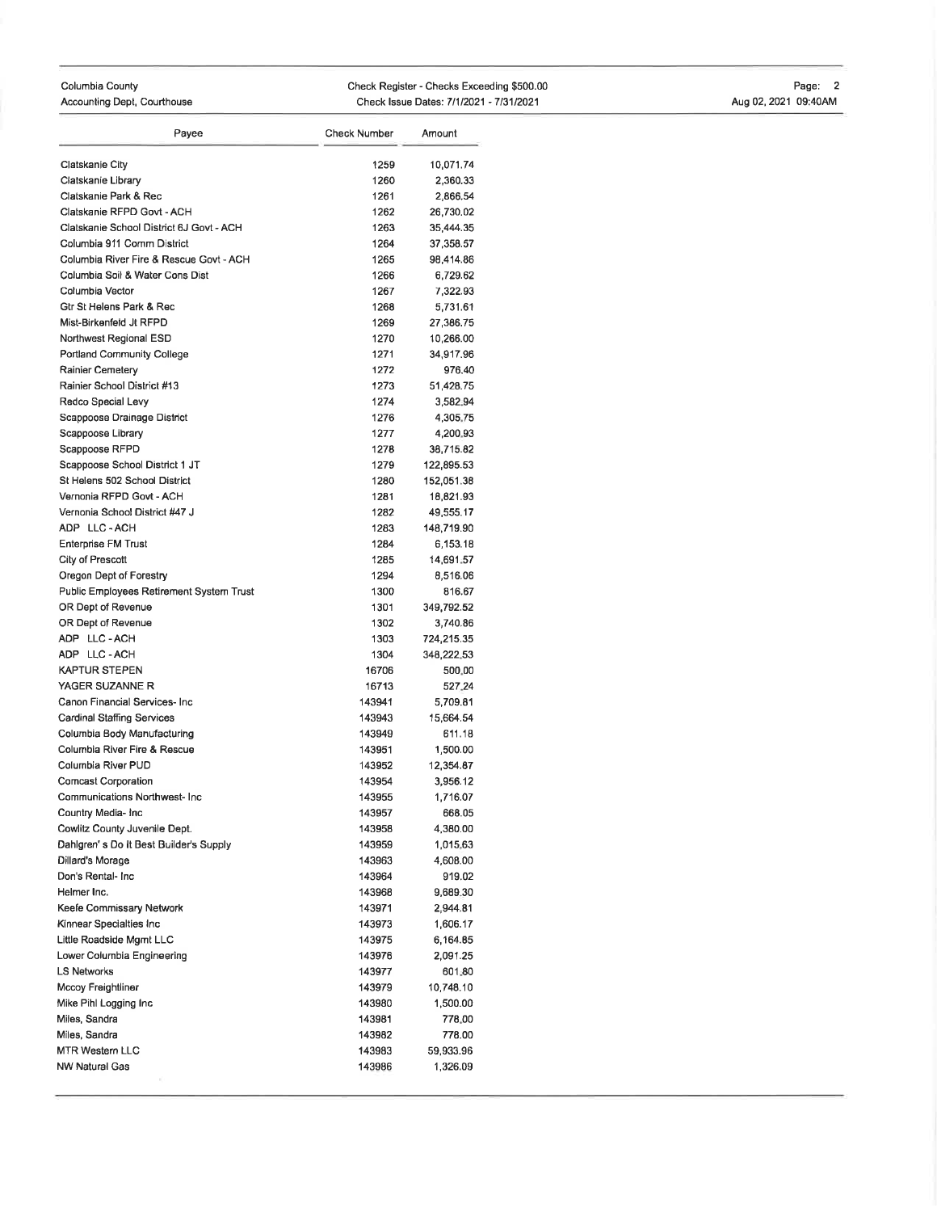| Payee | Check Number | Amount |
|---|---|---|
| Clatskanie City | 1259 | 10,071.74 |
| Clatskanie Library | 1260 | 2,360.33 |
| Clatskanie Park & Rec | 1261 | 2,866.54 |
| Clatskanie RFPD Govt - ACH | 1262 | 26,730.02 |
| Clatskanie School District 6J Govt - ACH | 1263 | 35,444.35 |
| Columbia 911 Comm District | 1264 | 37,358.57 |
| Columbia River Fire & Rescue Govt - ACH | 1265 | 98,414.86 |
| Columbia Soil & Water Cons Dist | 1266 | 6,729.62 |
| Columbia Vector | 1267 | 7,322.93 |
| Gtr St Helens Park & Rec | 1268 | 5,731.61 |
| Mist-Birkenfeld Jt RFPD | 1269 | 27,386.75 |
| Northwest Regional ESD | 1270 | 10,266.00 |
| Portland Community College | 1271 | 34,917.96 |
| Rainier Cemetery | 1272 | 976.40 |
| Rainier School District #13 | 1273 | 51,428.75 |
| Redco Special Levy | 1274 | 3,582.94 |
| Scappoose Drainage District | 1276 | 4,305.75 |
| Scappoose Library | 1277 | 4,200.93 |
| Scappoose RFPD | 1278 | 38,715.82 |
| Scappoose School District 1 JT | 1279 | 122,895.53 |
| St Helens 502 School District | 1280 | 152,051.38 |
| Vernonia RFPD Govt - ACH | 1281 | 18,821.93 |
| Vernonia School District #47 J | 1282 | 49,555.17 |
| ADP LLC - ACH | 1283 | 148,719.90 |
| Enterprise FM Trust | 1284 | 6,153.18 |
| City of Prescott | 1285 | 14,691.57 |
| Oregon Dept of Forestry | 1294 | 8,516.06 |
| Public Employees Retirement System Trust | 1300 | 816.67 |
| OR Dept of Revenue | 1301 | 349,792.52 |
| OR Dept of Revenue | 1302 | 3,740.86 |
| ADP LLC - ACH | 1303 | 724,215.35 |
| ADP LLC - ACH | 1304 | 348,222.53 |
| KAPTUR STEPEN | 16706 | 500.00 |
| YAGER SUZANNE R | 16713 | 527.24 |
| Canon Financial Services- Inc | 143941 | 5,709.81 |
| Cardinal Staffing Services | 143943 | 15,664.54 |
| Columbia Body Manufacturing | 143949 | 611.18 |
| Columbia River Fire & Rescue | 143951 | 1,500.00 |
| Columbia River PUD | 143952 | 12,354.87 |
| Comcast Corporation | 143954 | 3,956.12 |
| Communications Northwest- Inc | 143955 | 1,716.07 |
| Country Media- Inc | 143957 | 668.05 |
| Cowlitz County Juvenile Dept. | 143958 | 4,380.00 |
| Dahlgren' s Do It Best Builder's Supply | 143959 | 1,015.63 |
| Dillard's Morage | 143963 | 4,608.00 |
| Don's Rental- Inc | 143964 | 919.02 |
| Helmer Inc. | 143968 | 9,689.30 |
| Keefe Commissary Network | 143971 | 2,944.81 |
| Kinnear Specialties Inc | 143973 | 1,606.17 |
| Little Roadside Mgmt LLC | 143975 | 6,164.85 |
| Lower Columbia Engineering | 143976 | 2,091.25 |
| LS Networks | 143977 | 601.80 |
| Mccoy Freightliner | 143979 | 10,748.10 |
| Mike Pihl Logging Inc | 143980 | 1,500.00 |
| Miles, Sandra | 143981 | 778.00 |
| Miles, Sandra | 143982 | 778.00 |
| MTR Western LLC | 143983 | 59,933.96 |
| NW Natural Gas | 143986 | 1,326.09 |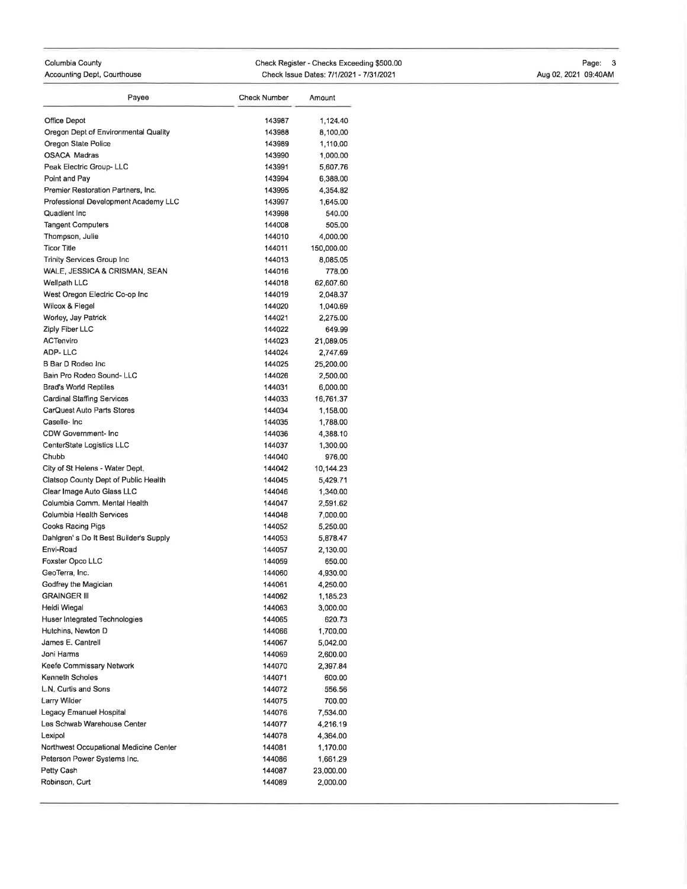| Payee | Check Number | Amount |
|---|---|---|
| Office Depot | 143987 | 1,124.40 |
| Oregon Dept of Environmental Quality | 143988 | 8,100.00 |
| Oregon State Police | 143989 | 1,110.00 |
| OSACA Madras | 143990 | 1,000.00 |
| Peak Electric Group- LLC | 143991 | 5,607.76 |
| Point and Pay | 143994 | 6,388.00 |
| Premier Restoration Partners, Inc. | 143995 | 4,354.82 |
| Professional Development Academy LLC | 143997 | 1,645.00 |
| Quadient Inc | 143998 | 540.00 |
| Tangent Computers | 144008 | 505.00 |
| Thompson, Julie | 144010 | 4,000.00 |
| Ticor Title | 144011 | 150,000.00 |
| Trinity Services Group Inc | 144013 | 8,085.05 |
| WALE, JESSICA & CRISMAN, SEAN | 144016 | 778.00 |
| Wellpath LLC | 144018 | 62,607.60 |
| West Oregon Electric Co-op Inc | 144019 | 2,048.37 |
| Wilcox & Flegel | 144020 | 1,040.69 |
| Worley, Jay Patrick | 144021 | 2,275.00 |
| Ziply Fiber LLC | 144022 | 649.99 |
| ACTenviro | 144023 | 21,089.05 |
| ADP- LLC | 144024 | 2,747.69 |
| B Bar D Rodeo Inc | 144025 | 25,200.00 |
| Bain Pro Rodeo Sound- LLC | 144026 | 2,500.00 |
| Brad's World Reptiles | 144031 | 6,000.00 |
| Cardinal Staffing Services | 144033 | 16,761.37 |
| CarQuest Auto Parts Stores | 144034 | 1,158.00 |
| Caselle- Inc | 144035 | 1,788.00 |
| CDW Government- Inc | 144036 | 4,388.10 |
| CenterState Logistics LLC | 144037 | 1,300.00 |
| Chubb | 144040 | 976.00 |
| City of St Helens - Water Dept. | 144042 | 10,144.23 |
| Clatsop County Dept of Public Health | 144045 | 5,429.71 |
| Clear Image Auto Glass LLC | 144046 | 1,340.00 |
| Columbia Comm. Mental Health | 144047 | 2,591.62 |
| Columbia Health Services | 144048 | 7,000.00 |
| Cooks Racing Pigs | 144052 | 5,250.00 |
| Dahlgren' s Do It Best Builder's Supply | 144053 | 5,878.47 |
| Envi-Road | 144057 | 2,130.00 |
| Foxster Opco LLC | 144059 | 650.00 |
| GeoTerra, Inc. | 144060 | 4,930.00 |
| Godfrey the Magician | 144061 | 4,250.00 |
| GRAINGER III | 144062 | 1,185.23 |
| Heidi Wiegal | 144063 | 3,000.00 |
| Huser Integrated Technologies | 144065 | 620.73 |
| Hutchins, Newton D | 144066 | 1,700.00 |
| James E. Cantrell | 144067 | 5,042.00 |
| Joni Harms | 144069 | 2,600.00 |
| Keefe Commissary Network | 144070 | 2,397.84 |
| Kenneth Scholes | 144071 | 600.00 |
| L.N. Curtis and Sons | 144072 | 556.56 |
| Larry Wilder | 144075 | 700.00 |
| Legacy Emanuel Hospital | 144076 | 7,534.00 |
| Les Schwab Warehouse Center | 144077 | 4,216.19 |
| Lexipol | 144078 | 4,364.00 |
| Northwest Occupational Medicine Center | 144081 | 1,170.00 |
| Peterson Power Systems Inc. | 144086 | 1,661.29 |
| Petty Cash | 144087 | 23,000.00 |
| Robinson, Curt | 144089 | 2,000.00 |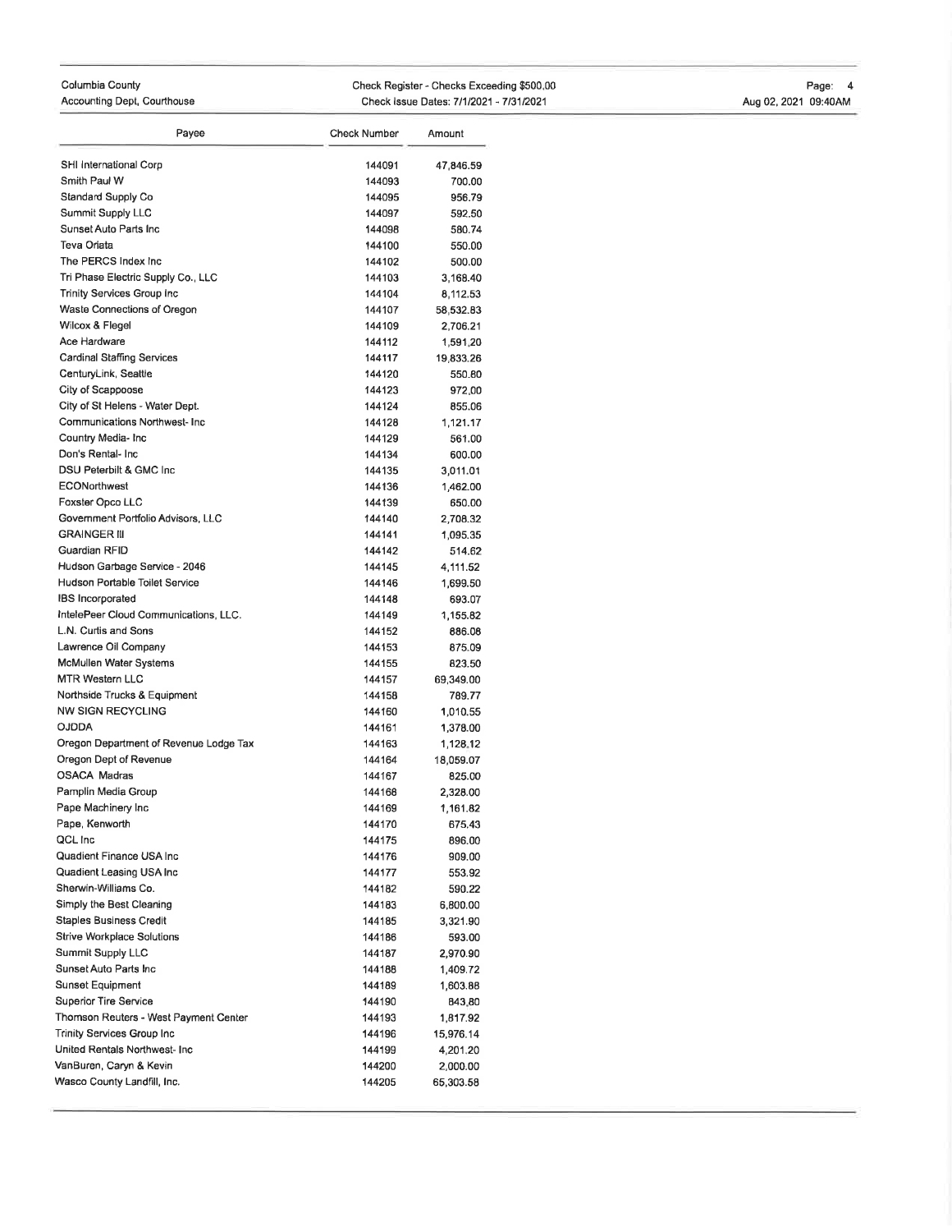| Payee | Check Number | Amount |
|---|---|---|
| SHI International Corp | 144091 | 47,846.59 |
| Smith Paul W | 144093 | 700.00 |
| Standard Supply Co | 144095 | 956.79 |
| Summit Supply LLC | 144097 | 592.50 |
| Sunset Auto Parts Inc | 144098 | 580.74 |
| Teva Oriata | 144100 | 550.00 |
| The PERCS Index Inc | 144102 | 500.00 |
| Tri Phase Electric Supply Co., LLC | 144103 | 3,168.40 |
| Trinity Services Group Inc | 144104 | 8,112.53 |
| Waste Connections of Oregon | 144107 | 58,532.83 |
| Wilcox & Flegel | 144109 | 2,706.21 |
| Ace Hardware | 144112 | 1,591.20 |
| Cardinal Staffing Services | 144117 | 19,833.26 |
| CenturyLink, Seattle | 144120 | 550.80 |
| City of Scappoose | 144123 | 972.00 |
| City of St Helens - Water Dept. | 144124 | 855.06 |
| Communications Northwest- Inc | 144128 | 1,121.17 |
| Country Media- Inc | 144129 | 561.00 |
| Don's Rental- Inc | 144134 | 600.00 |
| DSU Peterbilt & GMC Inc | 144135 | 3,011.01 |
| ECONorthwest | 144136 | 1,462.00 |
| Foxster Opco LLC | 144139 | 650.00 |
| Government Portfolio Advisors, LLC | 144140 | 2,708.32 |
| GRAINGER III | 144141 | 1,095.35 |
| Guardian RFID | 144142 | 514.62 |
| Hudson Garbage Service - 2046 | 144145 | 4,111.52 |
| Hudson Portable Toilet Service | 144146 | 1,699.50 |
| IBS Incorporated | 144148 | 693.07 |
| IntelePeer Cloud Communications, LLC. | 144149 | 1,155.82 |
| L.N. Curtis and Sons | 144152 | 886.08 |
| Lawrence Oil Company | 144153 | 875.09 |
| McMullen Water Systems | 144155 | 823.50 |
| MTR Western LLC | 144157 | 69,349.00 |
| Northside Trucks & Equipment | 144158 | 789.77 |
| NW SIGN RECYCLING | 144160 | 1,010.55 |
| OJDDA | 144161 | 1,378.00 |
| Oregon Department of Revenue Lodge Tax | 144163 | 1,128.12 |
| Oregon Dept of Revenue | 144164 | 18,059.07 |
| OSACA Madras | 144167 | 825.00 |
| Pamplin Media Group | 144168 | 2,328.00 |
| Pape Machinery Inc | 144169 | 1,161.82 |
| Pape, Kenworth | 144170 | 675.43 |
| QCL Inc | 144175 | 896.00 |
| Quadient Finance USA Inc | 144176 | 909.00 |
| Quadient Leasing USA Inc | 144177 | 553.92 |
| Sherwin-Williams Co. | 144182 | 590.22 |
| Simply the Best Cleaning | 144183 | 6,800.00 |
| Staples Business Credit | 144185 | 3,321.90 |
| Strive Workplace Solutions | 144186 | 593.00 |
| Summit Supply LLC | 144187 | 2,970.90 |
| Sunset Auto Parts Inc | 144188 | 1,409.72 |
| Sunset Equipment | 144189 | 1,603.88 |
| Superior Tire Service | 144190 | 843.80 |
| Thomson Reuters - West Payment Center | 144193 | 1,817.92 |
| Trinity Services Group Inc | 144196 | 15,976.14 |
| United Rentals Northwest- Inc | 144199 | 4,201.20 |
| VanBuren, Caryn & Kevin | 144200 | 2,000.00 |
| Wasco County Landfill, Inc. | 144205 | 65,303.58 |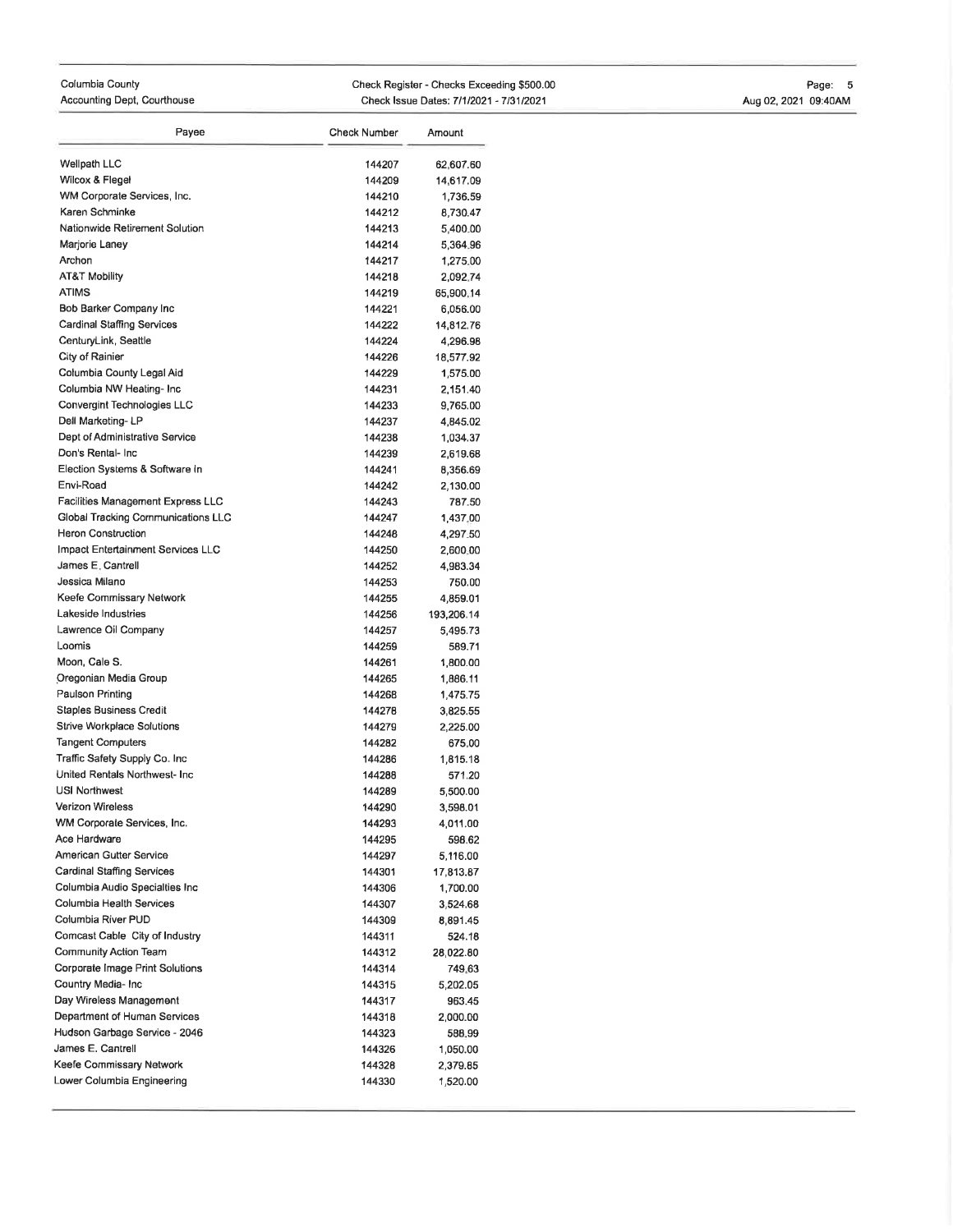| Payee | Check Number | Amount |
| --- | --- | --- |
| Wellpath LLC | 144207 | 62,607.60 |
| Wilcox & Flegel | 144209 | 14,617.09 |
| WM Corporate Services, Inc. | 144210 | 1,736.59 |
| Karen Schminke | 144212 | 8,730.47 |
| Nationwide Retirement Solution | 144213 | 5,400.00 |
| Marjorie Laney | 144214 | 5,364.96 |
| Archon | 144217 | 1,275.00 |
| AT&T Mobility | 144218 | 2,092.74 |
| ATIMS | 144219 | 65,900.14 |
| Bob Barker Company Inc | 144221 | 6,056.00 |
| Cardinal Staffing Services | 144222 | 14,812.76 |
| CenturyLink, Seattle | 144224 | 4,296.98 |
| City of Rainier | 144226 | 18,577.92 |
| Columbia County Legal Aid | 144229 | 1,575.00 |
| Columbia NW Heating- Inc | 144231 | 2,151.40 |
| Convergint Technologies LLC | 144233 | 9,765.00 |
| Dell Marketing- LP | 144237 | 4,845.02 |
| Dept of Administrative Service | 144238 | 1,034.37 |
| Don's Rental- Inc | 144239 | 2,619.68 |
| Election Systems & Software In | 144241 | 8,356.69 |
| Envi-Road | 144242 | 2,130.00 |
| Facilities Management Express LLC | 144243 | 787.50 |
| Global Tracking Communications LLC | 144247 | 1,437.00 |
| Heron Construction | 144248 | 4,297.50 |
| Impact Entertainment Services LLC | 144250 | 2,600.00 |
| James E. Cantrell | 144252 | 4,983.34 |
| Jessica Milano | 144253 | 750.00 |
| Keefe Commissary Network | 144255 | 4,859.01 |
| Lakeside Industries | 144256 | 193,206.14 |
| Lawrence Oil Company | 144257 | 5,495.73 |
| Loomis | 144259 | 589.71 |
| Moon, Cale S. | 144261 | 1,800.00 |
| Oregonian Media Group | 144265 | 1,886.11 |
| Paulson Printing | 144268 | 1,475.75 |
| Staples Business Credit | 144278 | 3,825.55 |
| Strive Workplace Solutions | 144279 | 2,225.00 |
| Tangent Computers | 144282 | 675.00 |
| Traffic Safety Supply Co. Inc | 144286 | 1,815.18 |
| United Rentals Northwest- Inc | 144288 | 571.20 |
| USI Northwest | 144289 | 5,500.00 |
| Verizon Wireless | 144290 | 3,598.01 |
| WM Corporate Services, Inc. | 144293 | 4,011.00 |
| Ace Hardware | 144295 | 598.62 |
| American Gutter Service | 144297 | 5,116.00 |
| Cardinal Staffing Services | 144301 | 17,813.87 |
| Columbia Audio Specialties Inc | 144306 | 1,700.00 |
| Columbia Health Services | 144307 | 3,524.68 |
| Columbia River PUD | 144309 | 8,891.45 |
| Comcast Cable City of Industry | 144311 | 524.18 |
| Community Action Team | 144312 | 28,022.80 |
| Corporate Image Print Solutions | 144314 | 749.63 |
| Country Media- Inc | 144315 | 5,202.05 |
| Day Wireless Management | 144317 | 963.45 |
| Department of Human Services | 144318 | 2,000.00 |
| Hudson Garbage Service - 2046 | 144323 | 588.99 |
| James E. Cantrell | 144326 | 1,050.00 |
| Keefe Commissary Network | 144328 | 2,379.85 |
| Lower Columbia Engineering | 144330 | 1,520.00 |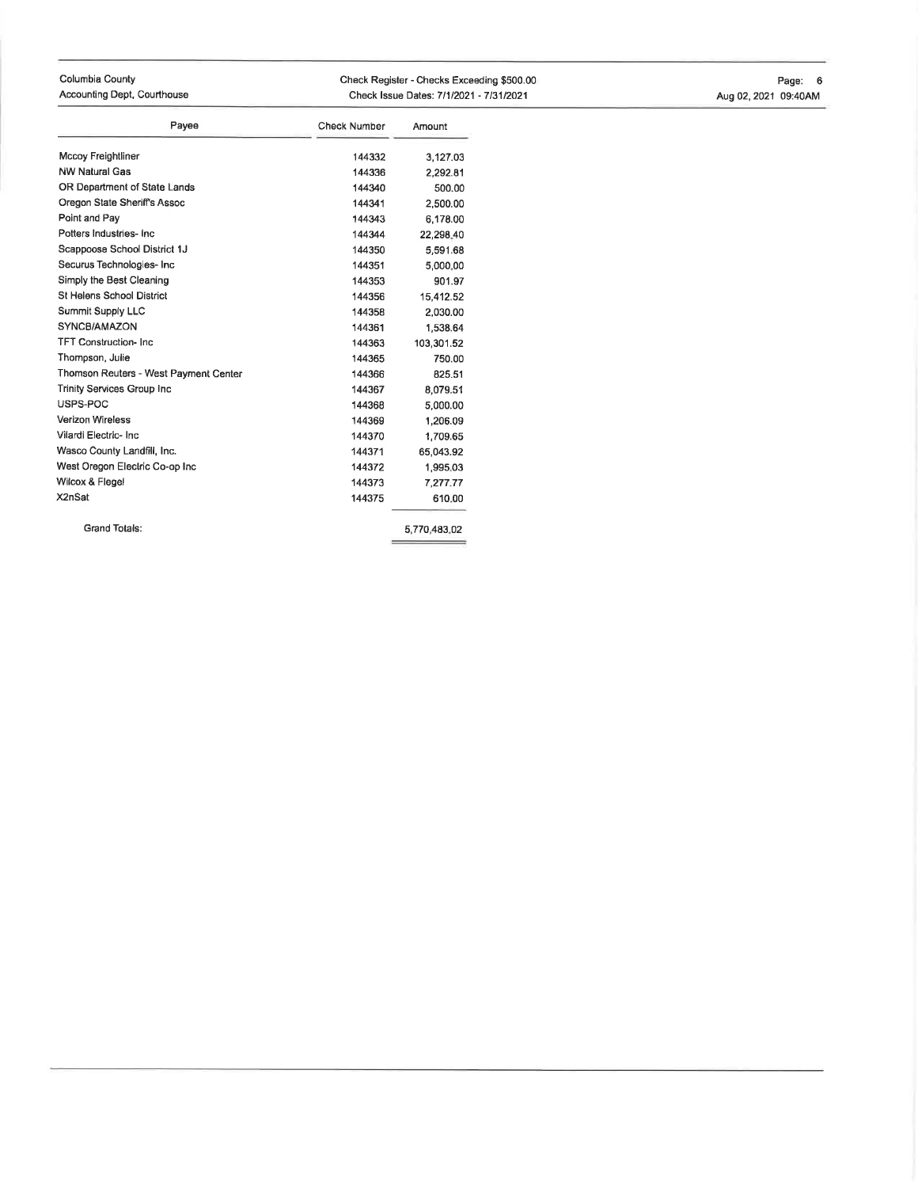| Payee | Check Number | Amount |
|---|---|---|
| Mccoy Freightliner | 144332 | 3,127.03 |
| NW Natural Gas | 144336 | 2,292.81 |
| OR Department of State Lands | 144340 | 500.00 |
| Oregon State Sheriff's Assoc | 144341 | 2,500.00 |
| Point and Pay | 144343 | 6,178.00 |
| Potters Industries- Inc | 144344 | 22,298.40 |
| Scappoose School District 1J | 144350 | 5,591.68 |
| Securus Technologies- Inc | 144351 | 5,000.00 |
| Simply the Best Cleaning | 144353 | 901.97 |
| St Helens School District | 144356 | 15,412.52 |
| Summit Supply LLC | 144358 | 2,030.00 |
| SYNCB/AMAZON | 144361 | 1,538.64 |
| TFT Construction- Inc | 144363 | 103,301.52 |
| Thompson, Julie | 144365 | 750.00 |
| Thomson Reuters - West Payment Center | 144366 | 825.51 |
| Trinity Services Group Inc | 144367 | 8,079.51 |
| USPS-POC | 144368 | 5,000.00 |
| Verizon Wireless | 144369 | 1,206.09 |
| Vilardi Electric- Inc | 144370 | 1,709.65 |
| Wasco County Landfill, Inc. | 144371 | 65,043.92 |
| West Oregon Electric Co-op Inc | 144372 | 1,995.03 |
| Wilcox & Flegel | 144373 | 7,277.77 |
| X2nSat | 144375 | 610.00 |
| Grand Totals: | | 5,770,483.02 |